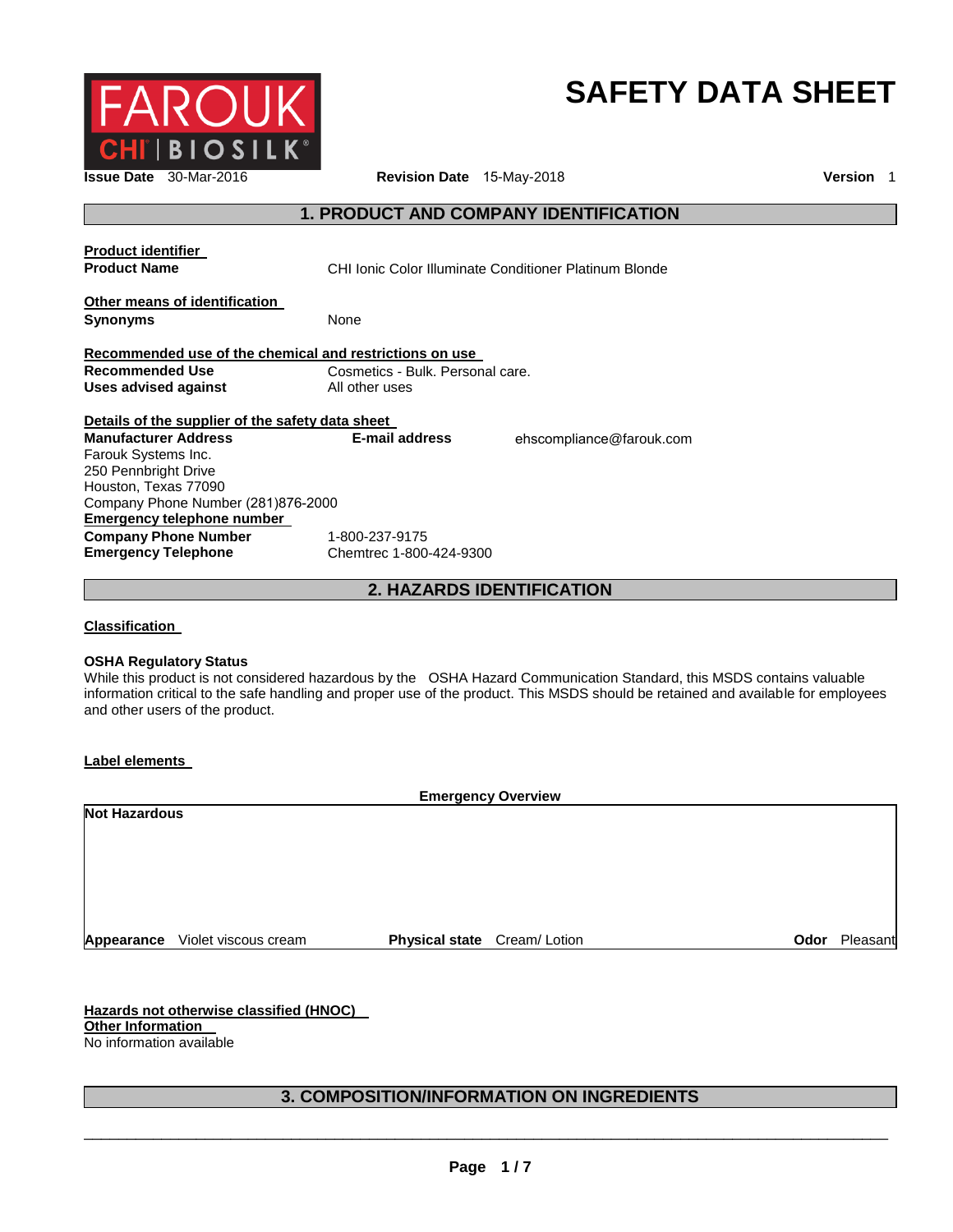FAROUK CHI | BIOSILK

# SAFETY DATA SHEET

**Issue Date** 30-Mar-2016 **Revision Date** 15-May-2018 **Version** 1

## 1. PRODUCT AND COMPANY IDENTIFICATION

**Product identifier**

**Product Name** CHI Ionic Color Illuminate Conditioner Platinum Blonde

**Other means of identification**

**Synonyms** None

**Recommended use of the chemical and restrictions on use**

**Recommended Use** Cosmetics - Bulk. Personal care.
**Uses advised against** All other uses

**Details of the supplier of the safety data sheet**

**Manufacturer Address**
Farouk Systems Inc.
250 Pennbright Drive
Houston, Texas 77090
Company Phone Number (281)876-2000

**E-mail address** ehscompliance@farouk.com

**Emergency telephone number**

**Company Phone Number** 1-800-237-9175
**Emergency Telephone** Chemtrec 1-800-424-9300

## 2. HAZARDS IDENTIFICATION

**Classification**

**OSHA Regulatory Status**
While this product is not considered hazardous by the OSHA Hazard Communication Standard, this MSDS contains valuable information critical to the safe handling and proper use of the product. This MSDS should be retained and available for employees and other users of the product.

**Label elements**

**Emergency Overview**

**Not Hazardous**

**Appearance** Violet viscous cream **Physical state** Cream/ Lotion **Odor** Pleasant

**Hazards not otherwise classified (HNOC)**
**Other Information**
No information available

## 3. COMPOSITION/INFORMATION ON INGREDIENTS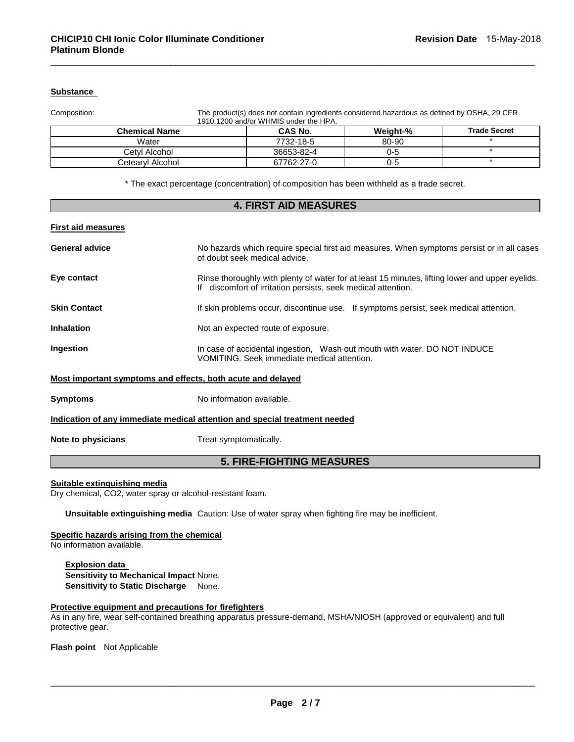**Substance**

Composition: The product(s) does not contain ingredients considered hazardous as defined by OSHA, 29 CFR 1910.1200 and/or WHMIS under the HPA.

| Chemical Name | CAS No. | Weight-% | Trade Secret |
|---|---|---|---|
| Water | 7732-18-5 | 80-90 | * |
| Cetyl Alcohol | 36653-82-4 | 0-5 | * |
| Cetearyl Alcohol | 67762-27-0 | 0-5 | * |

* The exact percentage (concentration) of composition has been withheld as a trade secret.

## 4. FIRST AID MEASURES

**First aid measures**

**General advice** No hazards which require special first aid measures. When symptoms persist or in all cases of doubt seek medical advice.

**Eye contact** Rinse thoroughly with plenty of water for at least 15 minutes, lifting lower and upper eyelids. If discomfort of irritation persists, seek medical attention.

**Skin Contact** If skin problems occur, discontinue use. If symptoms persist, seek medical attention.

**Inhalation** Not an expected route of exposure.

**Ingestion** In case of accidental ingestion, Wash out mouth with water. DO NOT INDUCE VOMITING. Seek immediate medical attention.

**Most important symptoms and effects, both acute and delayed**

**Symptoms** No information available.

**Indication of any immediate medical attention and special treatment needed**

**Note to physicians** Treat symptomatically.

## 5. FIRE-FIGHTING MEASURES

**Suitable extinguishing media**

Dry chemical, $CO_2$, water spray or alcohol-resistant foam.

**Unsuitable extinguishing media** Caution: Use of water spray when fighting fire may be inefficient.

**Specific hazards arising from the chemical**

No information available.

**Explosion data**

**Sensitivity to Mechanical Impact** None.

**Sensitivity to Static Discharge** None.

**Protective equipment and precautions for firefighters**

As in any fire, wear self-contained breathing apparatus pressure-demand, MSHA/NIOSH (approved or equivalent) and full protective gear.

**Flash point** Not Applicable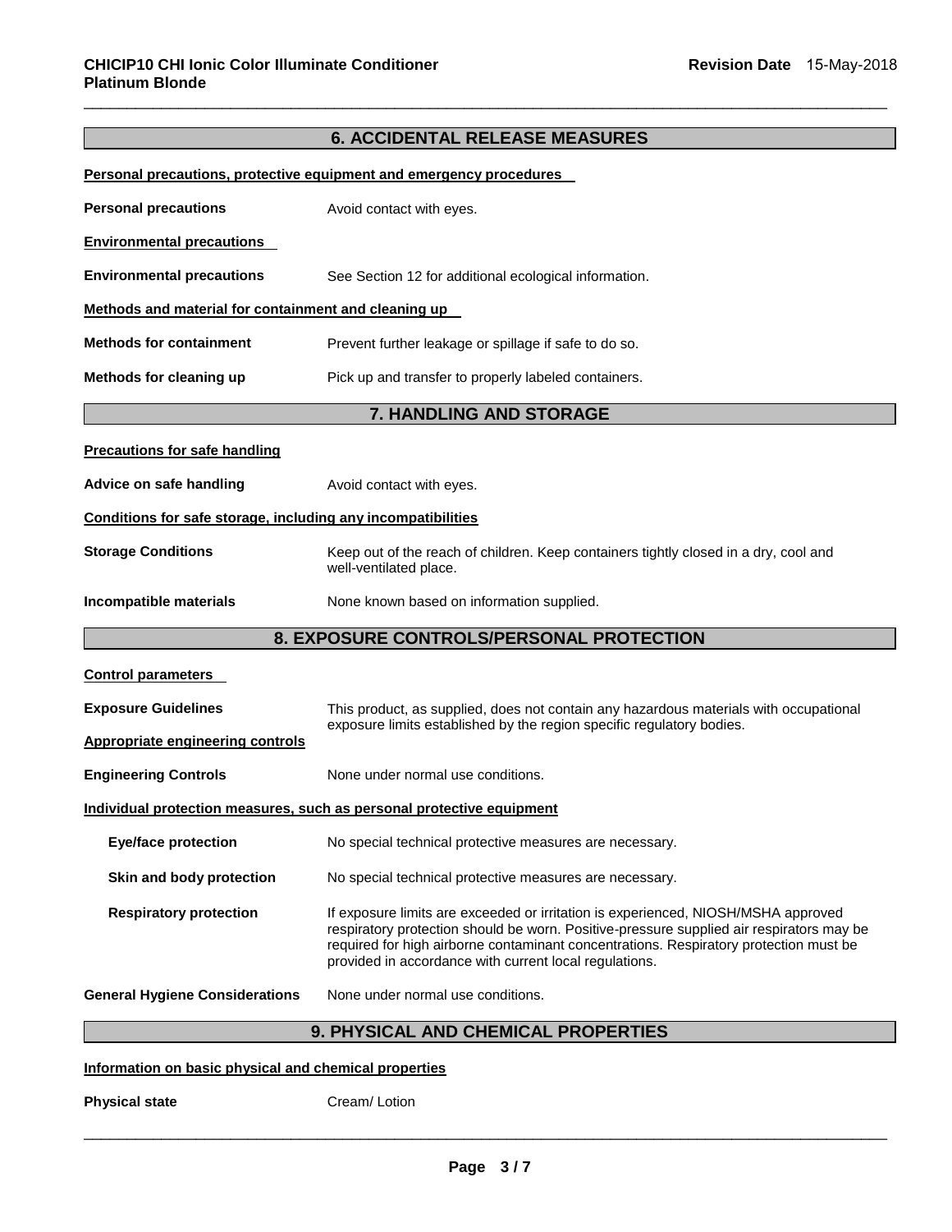## 6. ACCIDENTAL RELEASE MEASURES

**Personal precautions, protective equipment and emergency procedures**

**Personal precautions** Avoid contact with eyes.

**Environmental precautions**

**Environmental precautions** See Section 12 for additional ecological information.

**Methods and material for containment and cleaning up**

**Methods for containment** Prevent further leakage or spillage if safe to do so.

**Methods for cleaning up** Pick up and transfer to properly labeled containers.

## 7. HANDLING AND STORAGE

**Precautions for safe handling**

**Advice on safe handling** Avoid contact with eyes.

**Conditions for safe storage, including any incompatibilities**

**Storage Conditions** Keep out of the reach of children. Keep containers tightly closed in a dry, cool and well-ventilated place.

**Incompatible materials** None known based on information supplied.

## 8. EXPOSURE CONTROLS/PERSONAL PROTECTION

**Control parameters**

**Exposure Guidelines** This product, as supplied, does not contain any hazardous materials with occupational exposure limits established by the region specific regulatory bodies.

**Appropriate engineering controls**

**Engineering Controls** None under normal use conditions.

**Individual protection measures, such as personal protective equipment**

**Eye/face protection** No special technical protective measures are necessary.

**Skin and body protection** No special technical protective measures are necessary.

**Respiratory protection** If exposure limits are exceeded or irritation is experienced, NIOSH/MSHA approved respiratory protection should be worn. Positive-pressure supplied air respirators may be required for high airborne contaminant concentrations. Respiratory protection must be provided in accordance with current local regulations.

**General Hygiene Considerations** None under normal use conditions.

## 9. PHYSICAL AND CHEMICAL PROPERTIES

**Information on basic physical and chemical properties**

**Physical state** Cream/ Lotion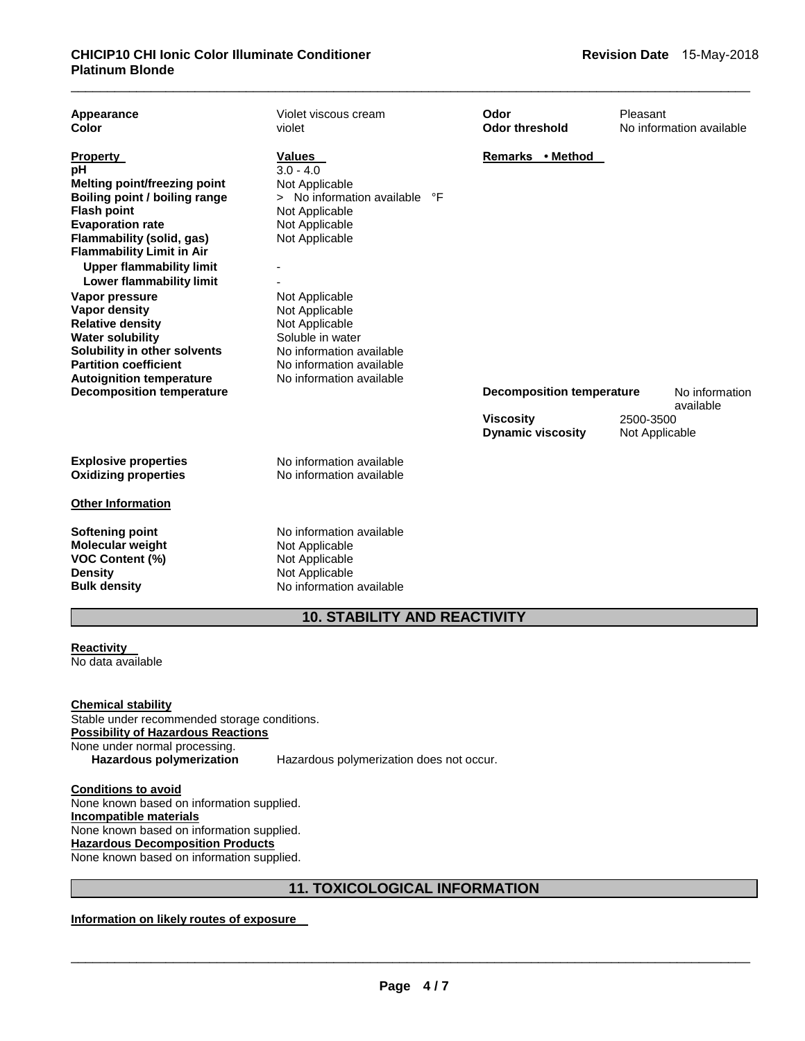| | | | |
|---|---|---|---|
| **Appearance** | Violet viscous cream | **Odor** | Pleasant |
| **Color** | violet | **Odor threshold** | No information available |

| **Property** | **Values** | **Remarks • Method** | |
|---|---|---|---|
| **pH** | 3.0 - 4.0 | | |
| **Melting point/freezing point** | Not Applicable | | |
| **Boiling point / boiling range** | > No information available °F | | |
| **Flash point** | Not Applicable | | |
| **Evaporation rate** | Not Applicable | | |
| **Flammability (solid, gas)** | Not Applicable | | |
| **Flammability Limit in Air** | | | |
| **Upper flammability limit** | - | | |
| **Lower flammability limit** | - | | |
| **Vapor pressure** | Not Applicable | | |
| **Vapor density** | Not Applicable | | |
| **Relative density** | Not Applicable | | |
| **Water solubility** | Soluble in water | | |
| **Solubility in other solvents** | No information available | | |
| **Partition coefficient** | No information available | | |
| **Autoignition temperature** | No information available | | |
| **Decomposition temperature** | | **Decomposition temperature** | No information available |
| | | **Viscosity** | 2500-3500 |
| | | **Dynamic viscosity** | Not Applicable |
| **Explosive properties** | No information available | | |
| **Oxidizing properties** | No information available | | |

**Other Information**

| | |
|---|---|
| **Softening point** | No information available |
| **Molecular weight** | Not Applicable |
| **VOC Content (%)** | Not Applicable |
| **Density** | Not Applicable |
| **Bulk density** | No information available |

## 10. STABILITY AND REACTIVITY

**Reactivity**

No data available

**Chemical stability**

Stable under recommended storage conditions.

**Possibility of Hazardous Reactions**

None under normal processing.

**Hazardous polymerization** Hazardous polymerization does not occur.

**Conditions to avoid**

None known based on information supplied.

**Incompatible materials**

None known based on information supplied.

**Hazardous Decomposition Products**

None known based on information supplied.

## 11. TOXICOLOGICAL INFORMATION

**Information on likely routes of exposure**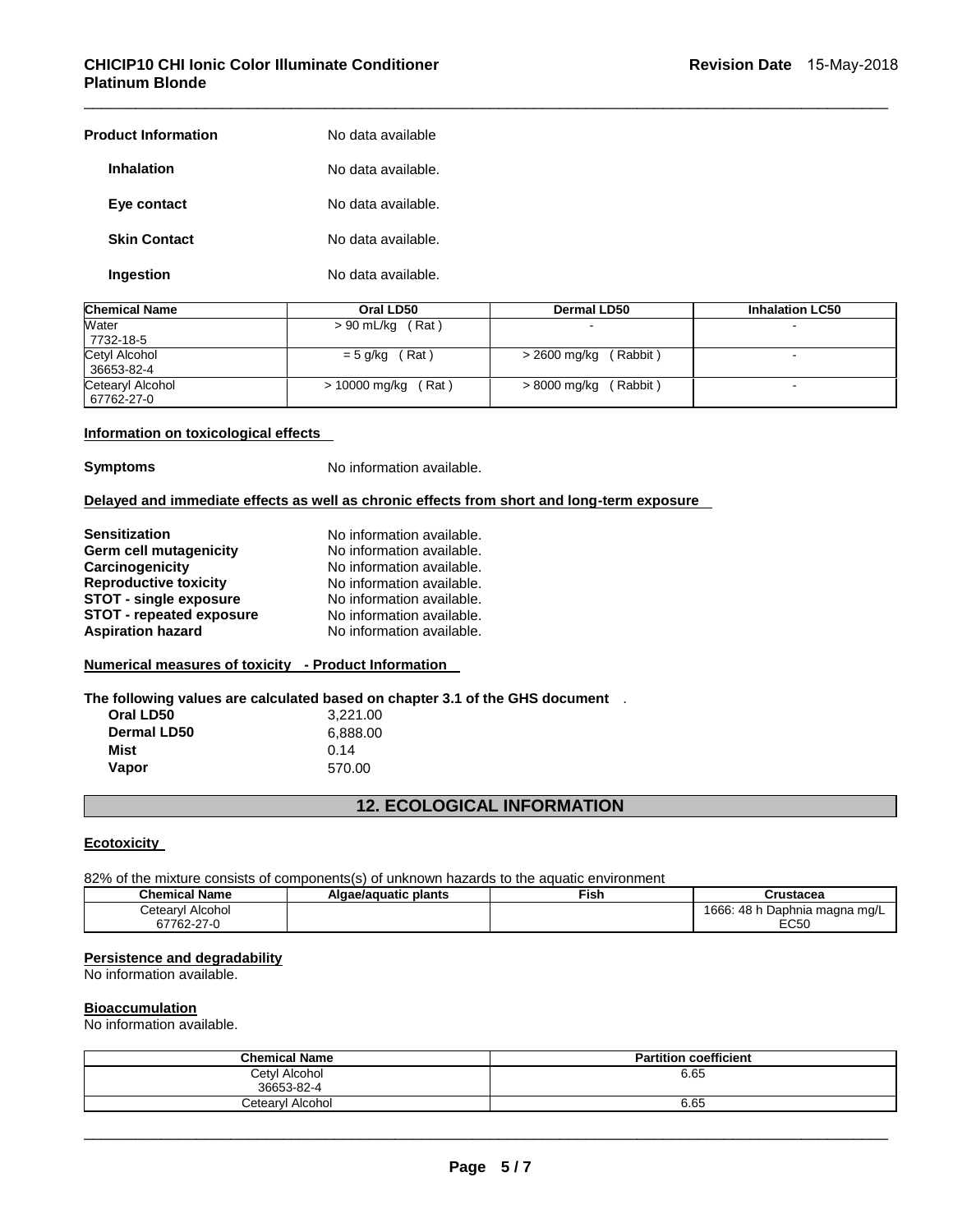| | |
|---|---|
| **Product Information** | No data available |
| **Inhalation** | No data available. |
| **Eye contact** | No data available. |
| **Skin Contact** | No data available. |
| **Ingestion** | No data available. |

| Chemical Name | Oral LD50 | Dermal LD50 | Inhalation LC50 |
|---|---|---|---|
| Water<br>7732-18-5 | > 90 mL/kg ( Rat ) | - | - |
| Cetyl Alcohol<br>36653-82-4 | = 5 g/kg ( Rat ) | > 2600 mg/kg ( Rabbit ) | - |
| Cetearyl Alcohol<br>67762-27-0 | > 10000 mg/kg ( Rat ) | > 8000 mg/kg ( Rabbit ) | - |

**Information on toxicological effects**

**Symptoms** No information available.

**Delayed and immediate effects as well as chronic effects from short and long-term exposure**

| | |
|---|---|
| **Sensitization** | No information available. |
| **Germ cell mutagenicity** | No information available. |
| **Carcinogenicity** | No information available. |
| **Reproductive toxicity** | No information available. |
| **STOT - single exposure** | No information available. |
| **STOT - repeated exposure** | No information available. |
| **Aspiration hazard** | No information available. |

**Numerical measures of toxicity - Product Information**

**The following values are calculated based on chapter 3.1 of the GHS document** .

| | |
|---|---|
| **Oral LD50** | 3,221.00 |
| **Dermal LD50** | 6,888.00 |
| **Mist** | 0.14 |
| **Vapor** | 570.00 |

## 12. ECOLOGICAL INFORMATION

**Ecotoxicity**

82% of the mixture consists of components(s) of unknown hazards to the aquatic environment

| Chemical Name | Algae/aquatic plants | Fish | Crustacea |
|---|---|---|---|
| Cetearyl Alcohol<br>67762-27-0 | | | 1666: 48 h Daphnia magna mg/L EC50 |

**Persistence and degradability**

No information available.

**Bioaccumulation**

No information available.

| Chemical Name | Partition coefficient |
|---|---|
| Cetyl Alcohol<br>36653-82-4 | 6.65 |
| Cetearyl Alcohol | 6.65 |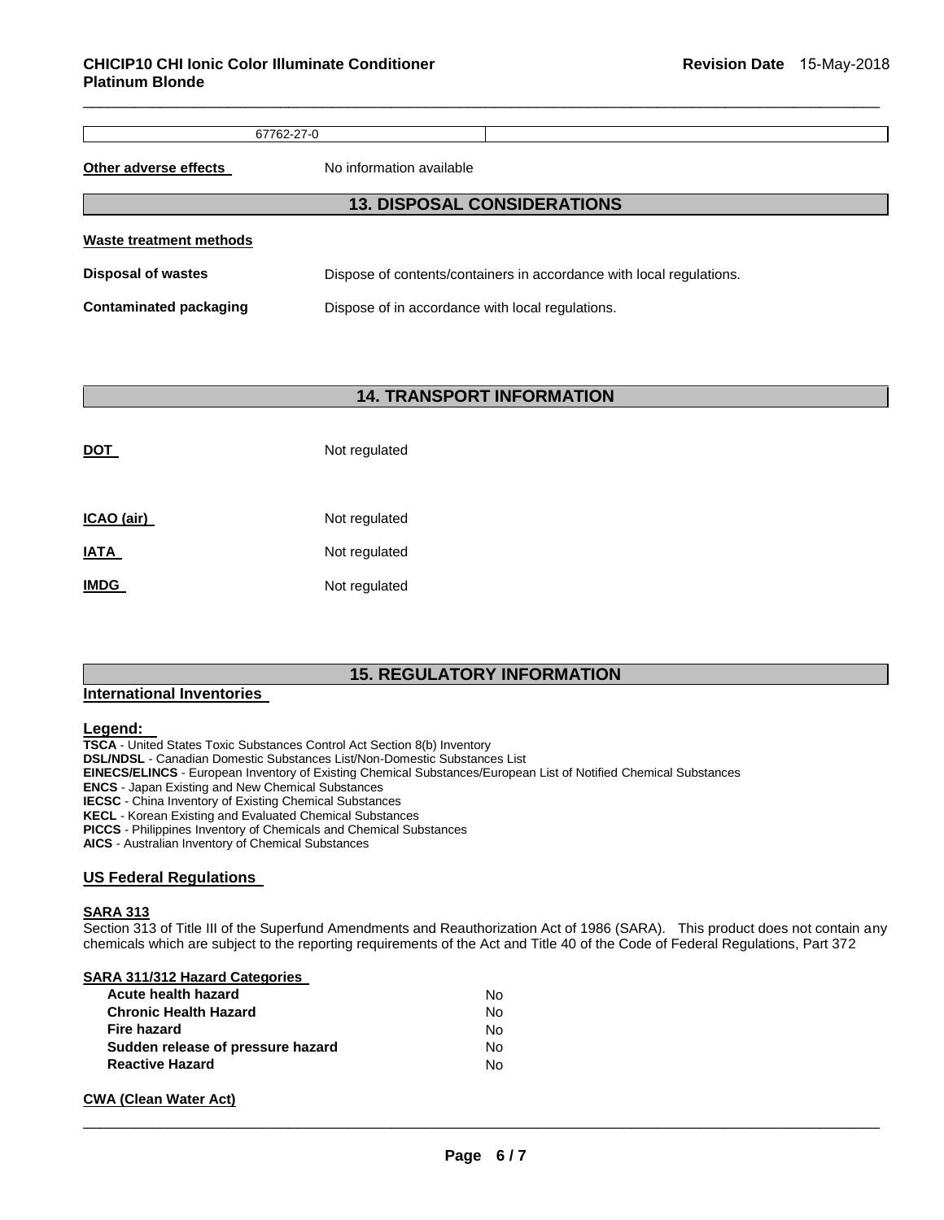| 67762-27-0 | |
|---|---|

**Other adverse effects** No information available

## 13. DISPOSAL CONSIDERATIONS

**Waste treatment methods**

**Disposal of wastes** Dispose of contents/containers in accordance with local regulations.

**Contaminated packaging** Dispose of in accordance with local regulations.

## 14. TRANSPORT INFORMATION

**DOT** Not regulated

**ICAO (air)** Not regulated

**IATA** Not regulated

**IMDG** Not regulated

## 15. REGULATORY INFORMATION

**International Inventories**

**Legend:**

**TSCA** - United States Toxic Substances Control Act Section 8(b) Inventory
**DSL/NDSL** - Canadian Domestic Substances List/Non-Domestic Substances List
**EINECS/ELINCS** - European Inventory of Existing Chemical Substances/European List of Notified Chemical Substances
**ENCS** - Japan Existing and New Chemical Substances
**IECSC** - China Inventory of Existing Chemical Substances
**KECL** - Korean Existing and Evaluated Chemical Substances
**PICCS** - Philippines Inventory of Chemicals and Chemical Substances
**AICS** - Australian Inventory of Chemical Substances

**US Federal Regulations**

**SARA 313**
Section 313 of Title III of the Superfund Amendments and Reauthorization Act of 1986 (SARA). This product does not contain any chemicals which are subject to the reporting requirements of the Act and Title 40 of the Code of Federal Regulations, Part 372

**SARA 311/312 Hazard Categories**

| | |
|---|---|
| **Acute health hazard** | No |
| **Chronic Health Hazard** | No |
| **Fire hazard** | No |
| **Sudden release of pressure hazard** | No |
| **Reactive Hazard** | No |

**CWA (Clean Water Act)**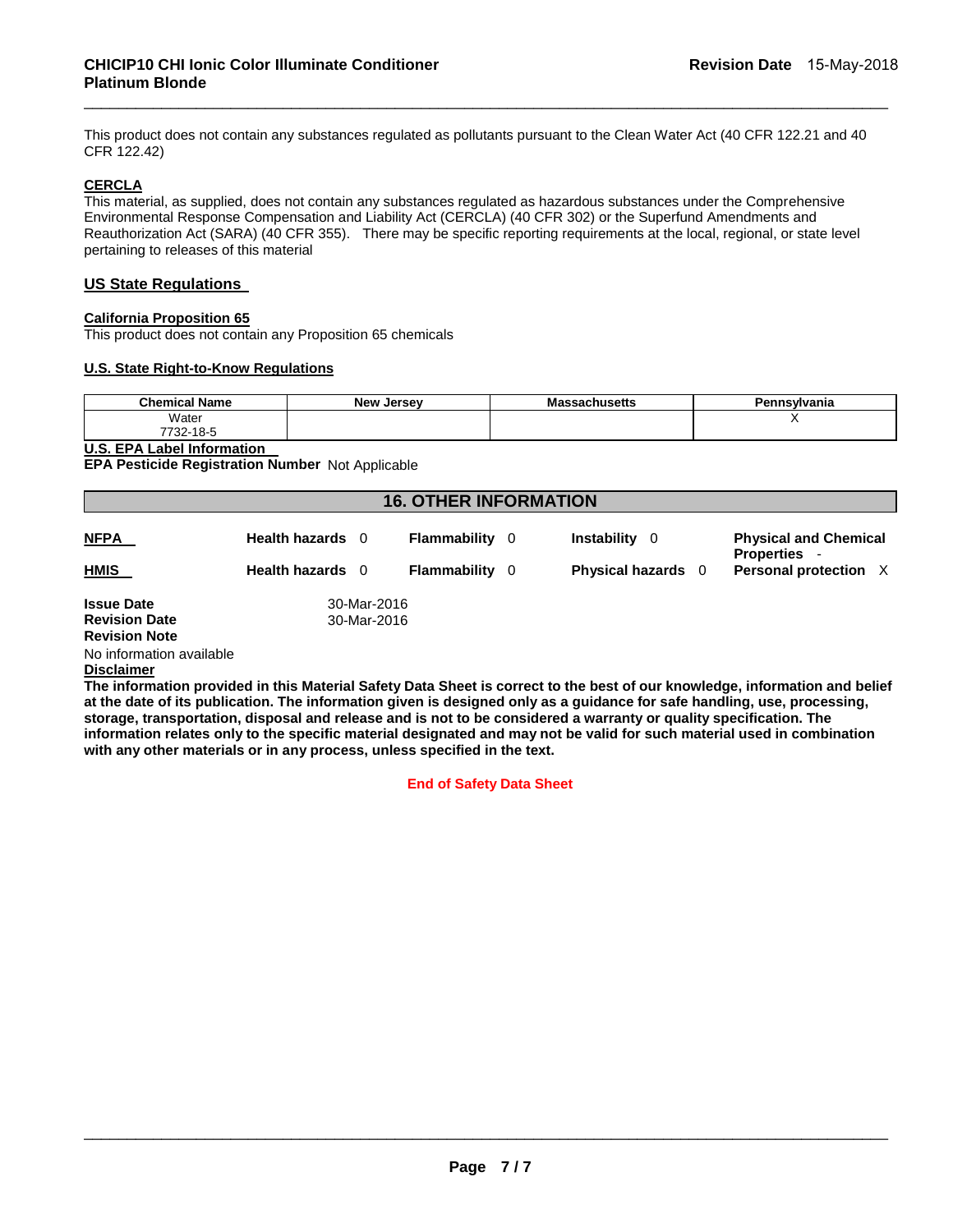This product does not contain any substances regulated as pollutants pursuant to the Clean Water Act (40 CFR 122.21 and 40 CFR 122.42)

**CERCLA**

This material, as supplied, does not contain any substances regulated as hazardous substances under the Comprehensive Environmental Response Compensation and Liability Act (CERCLA) (40 CFR 302) or the Superfund Amendments and Reauthorization Act (SARA) (40 CFR 355). There may be specific reporting requirements at the local, regional, or state level pertaining to releases of this material

## US State Regulations

**California Proposition 65**

This product does not contain any Proposition 65 chemicals

**U.S. State Right-to-Know Regulations**

| Chemical Name | New Jersey | Massachusetts | Pennsylvania |
|---|---|---|---|
| Water<br>7732-18-5 | | | X |

**U.S. EPA Label Information**

**EPA Pesticide Registration Number** Not Applicable

## 16. OTHER INFORMATION

| | | | | |
|---|---|---|---|---|
| **NFPA** | **Health hazards** 0 | **Flammability** 0 | **Instability** 0 | **Physical and Chemical Properties** - |
| **HMIS** | **Health hazards** 0 | **Flammability** 0 | **Physical hazards** 0 | **Personal protection** X |

**Issue Date** 30-Mar-2016

**Revision Date** 30-Mar-2016

**Revision Note**

No information available

**Disclaimer**

**The information provided in this Material Safety Data Sheet is correct to the best of our knowledge, information and belief at the date of its publication. The information given is designed only as a guidance for safe handling, use, processing, storage, transportation, disposal and release and is not to be considered a warranty or quality specification. The information relates only to the specific material designated and may not be valid for such material used in combination with any other materials or in any process, unless specified in the text.**

**End of Safety Data Sheet**